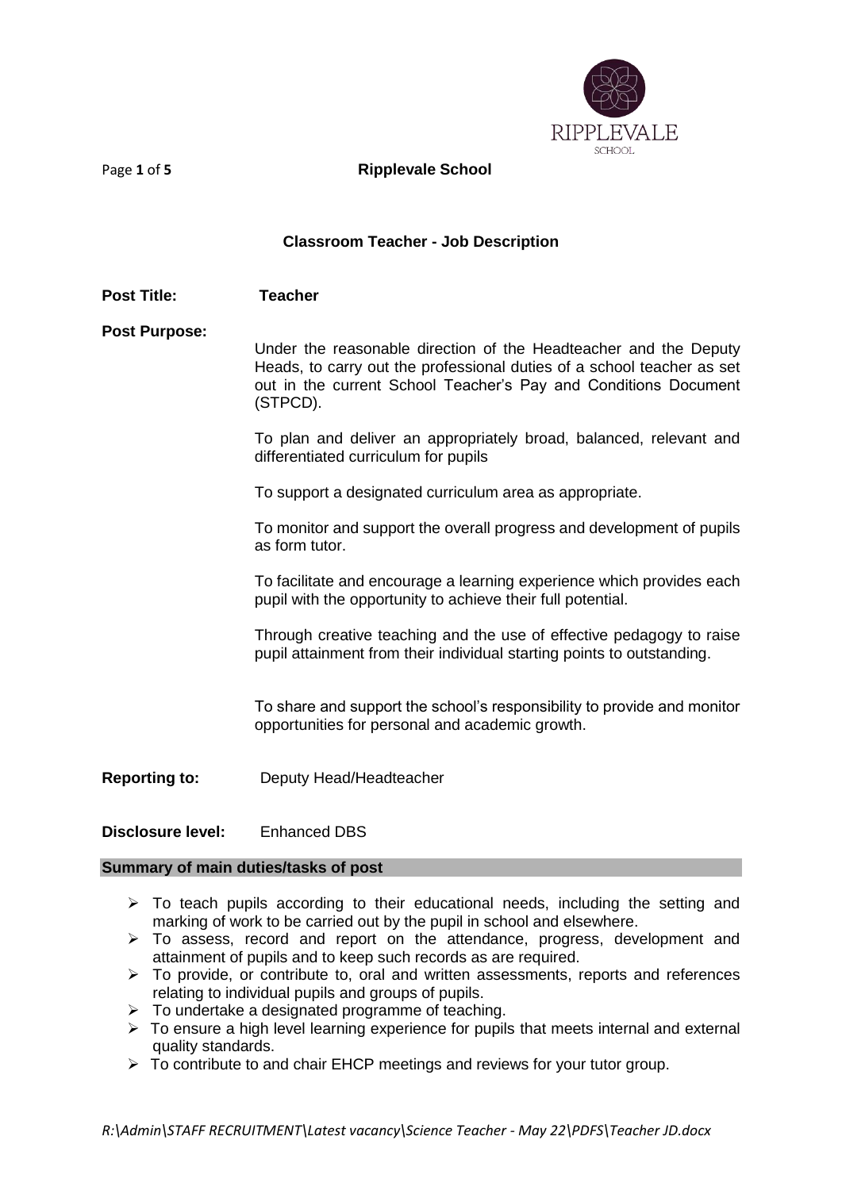**Ripplevale School**

## Classroom Teacher - Job Description

**Post Title:** **Teacher**

**Post Purpose:**

Under the reasonable direction of the Headteacher and the Deputy Heads, to carry out the professional duties of a school teacher as set out in the current School Teacher's Pay and Conditions Document (STPCD).

To plan and deliver an appropriately broad, balanced, relevant and differentiated curriculum for pupils

To support a designated curriculum area as appropriate.

To monitor and support the overall progress and development of pupils as form tutor.

To facilitate and encourage a learning experience which provides each pupil with the opportunity to achieve their full potential.

Through creative teaching and the use of effective pedagogy to raise pupil attainment from their individual starting points to outstanding.

To share and support the school's responsibility to provide and monitor opportunities for personal and academic growth.

**Reporting to:** Deputy Head/Headteacher

**Disclosure level:** Enhanced DBS

### Summary of main duties/tasks of post

- To teach pupils according to their educational needs, including the setting and marking of work to be carried out by the pupil in school and elsewhere.
- To assess, record and report on the attendance, progress, development and attainment of pupils and to keep such records as are required.
- To provide, or contribute to, oral and written assessments, reports and references relating to individual pupils and groups of pupils.
- To undertake a designated programme of teaching.
- To ensure a high level learning experience for pupils that meets internal and external quality standards.
- To contribute to and chair EHCP meetings and reviews for your tutor group.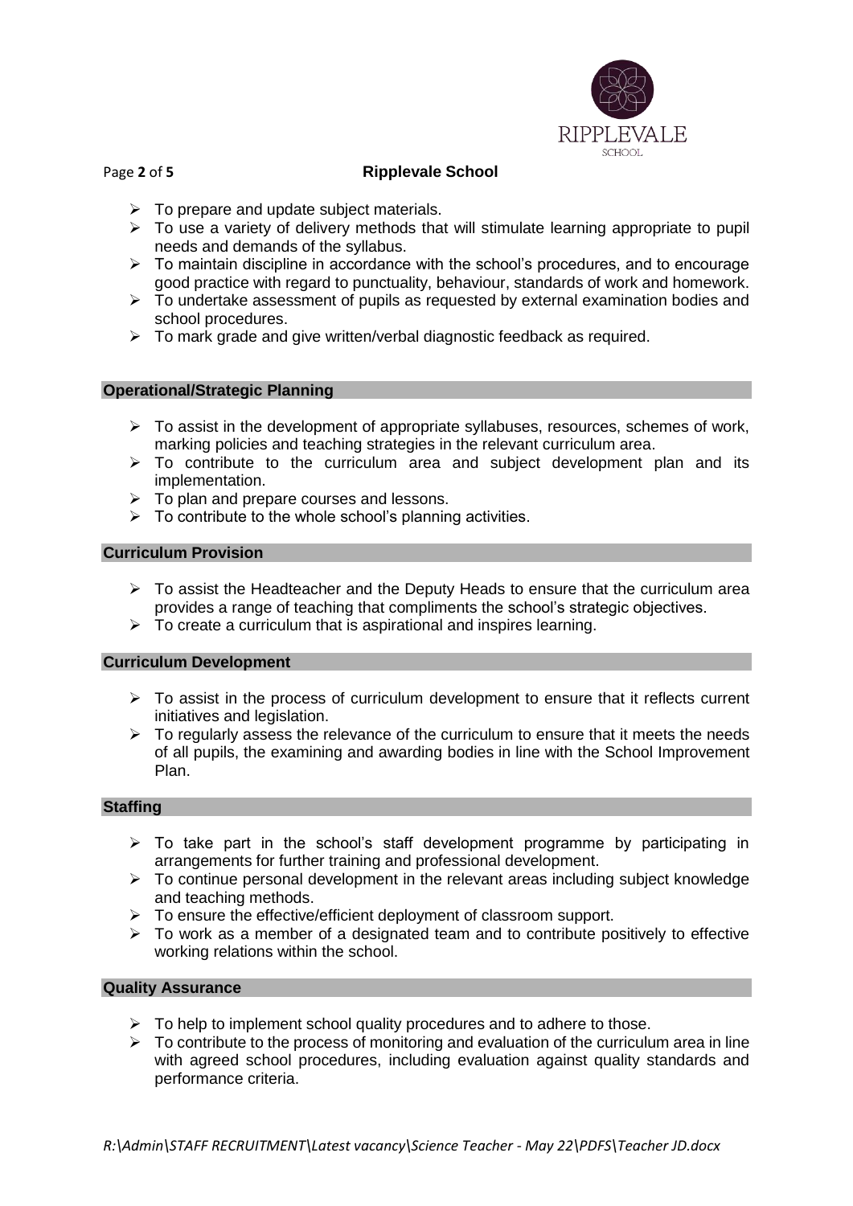- To prepare and update subject materials.
- To use a variety of delivery methods that will stimulate learning appropriate to pupil needs and demands of the syllabus.
- To maintain discipline in accordance with the school's procedures, and to encourage good practice with regard to punctuality, behaviour, standards of work and homework.
- To undertake assessment of pupils as requested by external examination bodies and school procedures.
- To mark grade and give written/verbal diagnostic feedback as required.

## Operational/Strategic Planning

- To assist in the development of appropriate syllabuses, resources, schemes of work, marking policies and teaching strategies in the relevant curriculum area.
- To contribute to the curriculum area and subject development plan and its implementation.
- To plan and prepare courses and lessons.
- To contribute to the whole school's planning activities.

## Curriculum Provision

- To assist the Headteacher and the Deputy Heads to ensure that the curriculum area provides a range of teaching that compliments the school's strategic objectives.
- To create a curriculum that is aspirational and inspires learning.

## Curriculum Development

- To assist in the process of curriculum development to ensure that it reflects current initiatives and legislation.
- To regularly assess the relevance of the curriculum to ensure that it meets the needs of all pupils, the examining and awarding bodies in line with the School Improvement Plan.

## Staffing

- To take part in the school's staff development programme by participating in arrangements for further training and professional development.
- To continue personal development in the relevant areas including subject knowledge and teaching methods.
- To ensure the effective/efficient deployment of classroom support.
- To work as a member of a designated team and to contribute positively to effective working relations within the school.

## Quality Assurance

- To help to implement school quality procedures and to adhere to those.
- To contribute to the process of monitoring and evaluation of the curriculum area in line with agreed school procedures, including evaluation against quality standards and performance criteria.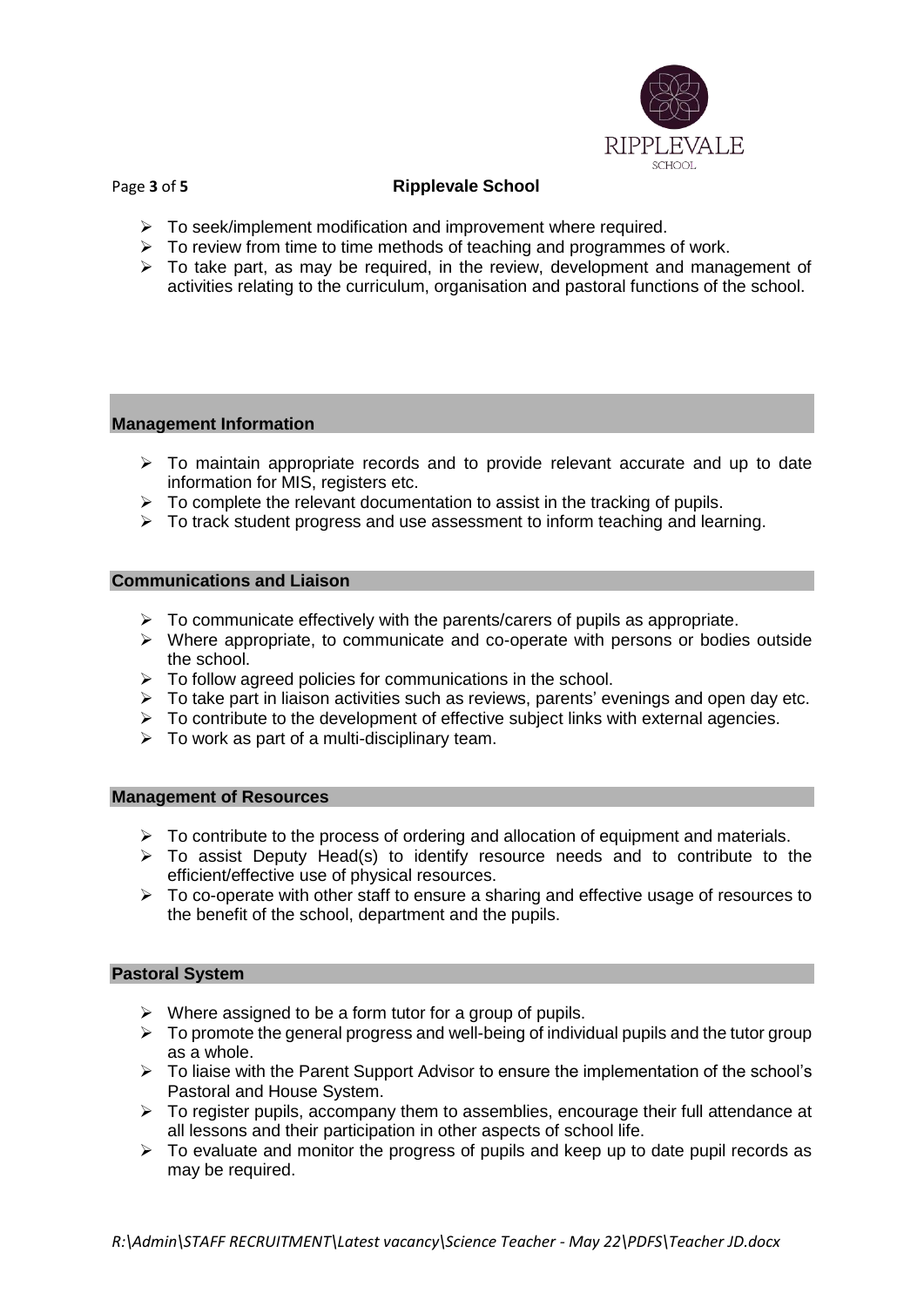- To seek/implement modification and improvement where required.
- To review from time to time methods of teaching and programmes of work.
- To take part, as may be required, in the review, development and management of activities relating to the curriculum, organisation and pastoral functions of the school.

## Management Information

- To maintain appropriate records and to provide relevant accurate and up to date information for MIS, registers etc.
- To complete the relevant documentation to assist in the tracking of pupils.
- To track student progress and use assessment to inform teaching and learning.

## Communications and Liaison

- To communicate effectively with the parents/carers of pupils as appropriate.
- Where appropriate, to communicate and co-operate with persons or bodies outside the school.
- To follow agreed policies for communications in the school.
- To take part in liaison activities such as reviews, parents' evenings and open day etc.
- To contribute to the development of effective subject links with external agencies.
- To work as part of a multi-disciplinary team.

## Management of Resources

- To contribute to the process of ordering and allocation of equipment and materials.
- To assist Deputy Head(s) to identify resource needs and to contribute to the efficient/effective use of physical resources.
- To co-operate with other staff to ensure a sharing and effective usage of resources to the benefit of the school, department and the pupils.

## Pastoral System

- Where assigned to be a form tutor for a group of pupils.
- To promote the general progress and well-being of individual pupils and the tutor group as a whole.
- To liaise with the Parent Support Advisor to ensure the implementation of the school's Pastoral and House System.
- To register pupils, accompany them to assemblies, encourage their full attendance at all lessons and their participation in other aspects of school life.
- To evaluate and monitor the progress of pupils and keep up to date pupil records as may be required.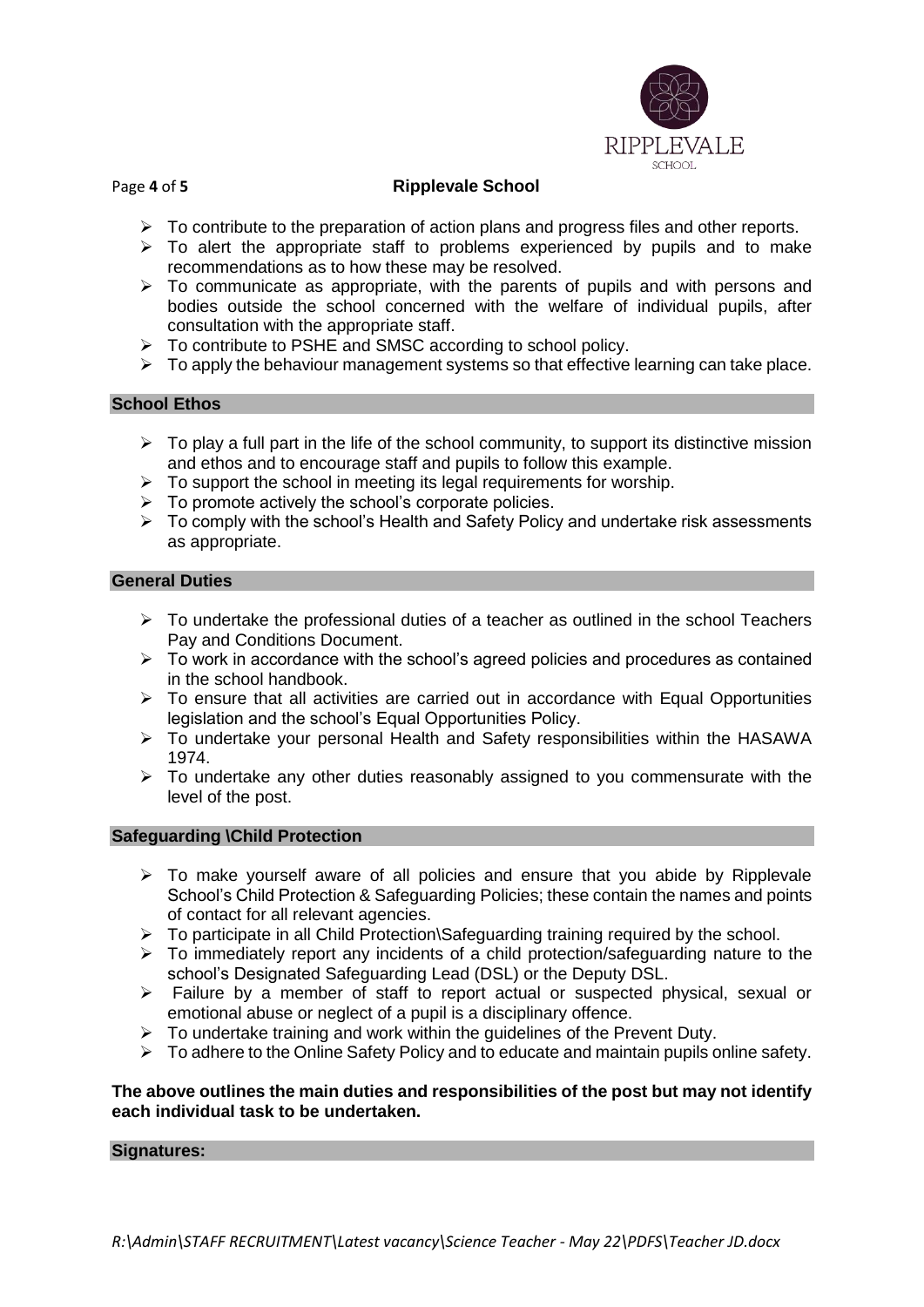- To contribute to the preparation of action plans and progress files and other reports.
- To alert the appropriate staff to problems experienced by pupils and to make recommendations as to how these may be resolved.
- To communicate as appropriate, with the parents of pupils and with persons and bodies outside the school concerned with the welfare of individual pupils, after consultation with the appropriate staff.
- To contribute to PSHE and SMSC according to school policy.
- To apply the behaviour management systems so that effective learning can take place.

## School Ethos

- To play a full part in the life of the school community, to support its distinctive mission and ethos and to encourage staff and pupils to follow this example.
- To support the school in meeting its legal requirements for worship.
- To promote actively the school's corporate policies.
- To comply with the school's Health and Safety Policy and undertake risk assessments as appropriate.

## General Duties

- To undertake the professional duties of a teacher as outlined in the school Teachers Pay and Conditions Document.
- To work in accordance with the school's agreed policies and procedures as contained in the school handbook.
- To ensure that all activities are carried out in accordance with Equal Opportunities legislation and the school's Equal Opportunities Policy.
- To undertake your personal Health and Safety responsibilities within the HASAWA 1974.
- To undertake any other duties reasonably assigned to you commensurate with the level of the post.

## Safeguarding \Child Protection

- To make yourself aware of all policies and ensure that you abide by Ripplevale School's Child Protection & Safeguarding Policies; these contain the names and points of contact for all relevant agencies.
- To participate in all Child Protection\Safeguarding training required by the school.
- To immediately report any incidents of a child protection/safeguarding nature to the school's Designated Safeguarding Lead (DSL) or the Deputy DSL.
- Failure by a member of staff to report actual or suspected physical, sexual or emotional abuse or neglect of a pupil is a disciplinary offence.
- To undertake training and work within the guidelines of the Prevent Duty.
- To adhere to the Online Safety Policy and to educate and maintain pupils online safety.

**The above outlines the main duties and responsibilities of the post but may not identify each individual task to be undertaken.**

## Signatures: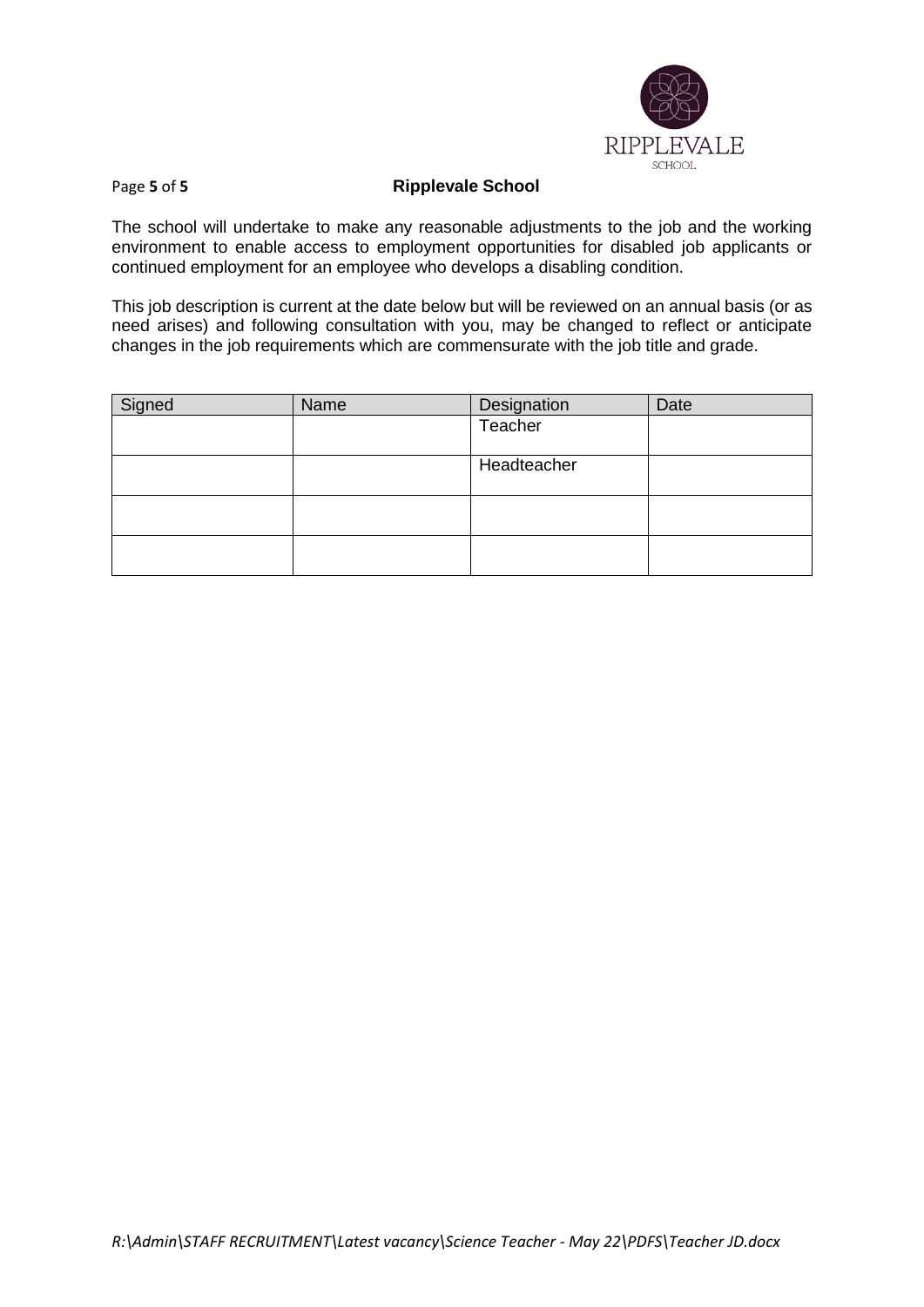The school will undertake to make any reasonable adjustments to the job and the working environment to enable access to employment opportunities for disabled job applicants or continued employment for an employee who develops a disabling condition.

This job description is current at the date below but will be reviewed on an annual basis (or as need arises) and following consultation with you, may be changed to reflect or anticipate changes in the job requirements which are commensurate with the job title and grade.

| Signed | Name | Designation | Date |
|---|---|---|---|
| | | Teacher | |
| | | Headteacher | |
| | | | |
| | | | |